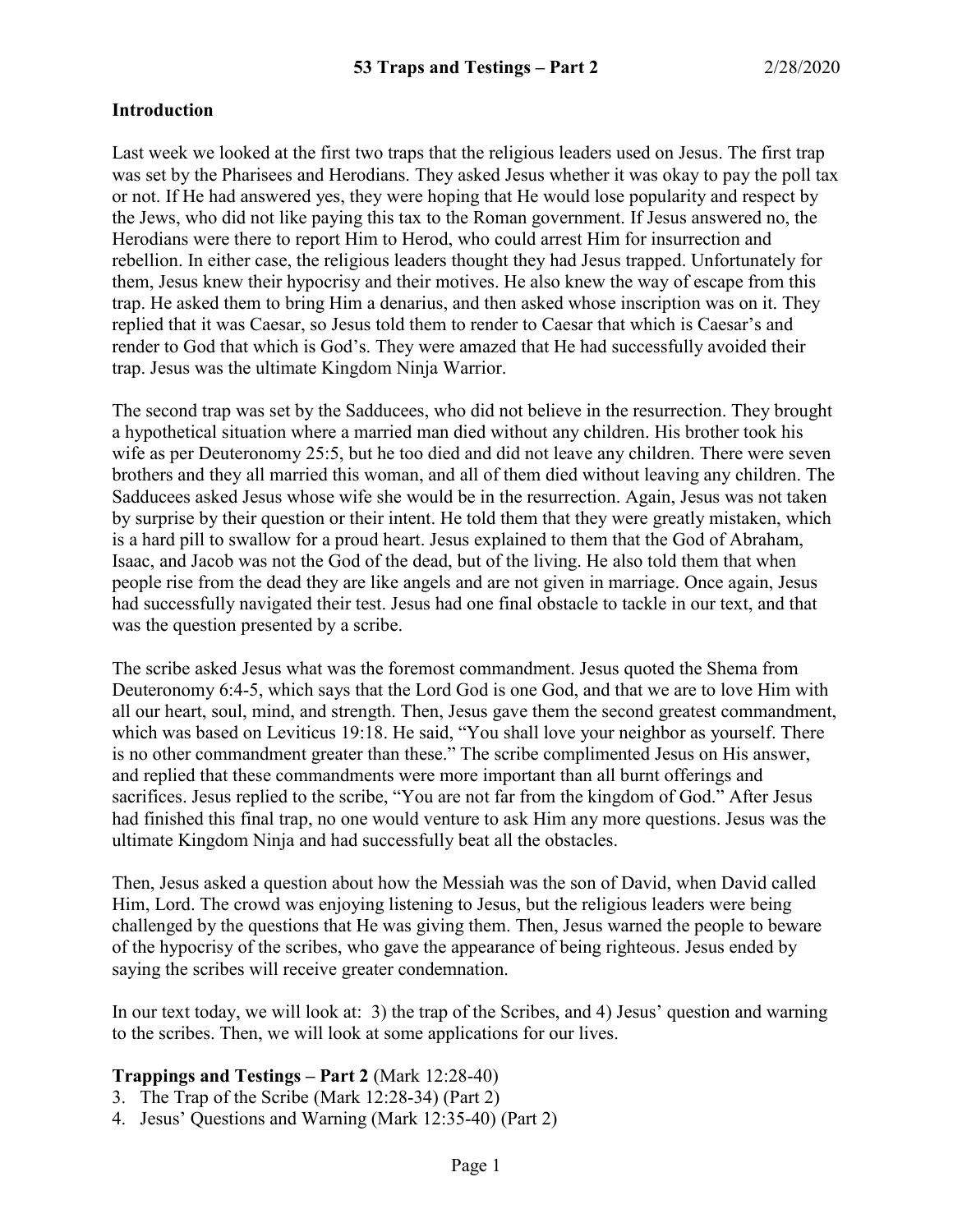# 53 Traps and Testings – Part 2 2/28/2020

## Introduction

Last week we looked at the first two traps that the religious leaders used on Jesus. The first trap was set by the Pharisees and Herodians. They asked Jesus whether it was okay to pay the poll tax or not. If He had answered yes, they were hoping that He would lose popularity and respect by the Jews, who did not like paying this tax to the Roman government. If Jesus answered no, the Herodians were there to report Him to Herod, who could arrest Him for insurrection and rebellion. In either case, the religious leaders thought they had Jesus trapped. Unfortunately for them, Jesus knew their hypocrisy and their motives. He also knew the way of escape from this trap. He asked them to bring Him a denarius, and then asked whose inscription was on it. They replied that it was Caesar, so Jesus told them to render to Caesar that which is Caesar's and render to God that which is God's. They were amazed that He had successfully avoided their trap. Jesus was the ultimate Kingdom Ninja Warrior.

The second trap was set by the Sadducees, who did not believe in the resurrection. They brought a hypothetical situation where a married man died without any children. His brother took his wife as per Deuteronomy 25:5, but he too died and did not leave any children. There were seven brothers and they all married this woman, and all of them died without leaving any children. The Sadducees asked Jesus whose wife she would be in the resurrection. Again, Jesus was not taken by surprise by their question or their intent. He told them that they were greatly mistaken, which is a hard pill to swallow for a proud heart. Jesus explained to them that the God of Abraham, Isaac, and Jacob was not the God of the dead, but of the living. He also told them that when people rise from the dead they are like angels and are not given in marriage. Once again, Jesus had successfully navigated their test. Jesus had one final obstacle to tackle in our text, and that was the question presented by a scribe.

The scribe asked Jesus what was the foremost commandment. Jesus quoted the Shema from Deuteronomy 6:4-5, which says that the Lord God is one God, and that we are to love Him with all our heart, soul, mind, and strength. Then, Jesus gave them the second greatest commandment, which was based on Leviticus 19:18. He said, "You shall love your neighbor as yourself. There is no other commandment greater than these." The scribe complimented Jesus on His answer, and replied that these commandments were more important than all burnt offerings and sacrifices. Jesus replied to the scribe, "You are not far from the kingdom of God." After Jesus had finished this final trap, no one would venture to ask Him any more questions. Jesus was the ultimate Kingdom Ninja and had successfully beat all the obstacles.

Then, Jesus asked a question about how the Messiah was the son of David, when David called Him, Lord. The crowd was enjoying listening to Jesus, but the religious leaders were being challenged by the questions that He was giving them. Then, Jesus warned the people to beware of the hypocrisy of the scribes, who gave the appearance of being righteous. Jesus ended by saying the scribes will receive greater condemnation.

In our text today, we will look at: 3) the trap of the Scribes, and 4) Jesus' question and warning to the scribes. Then, we will look at some applications for our lives.

**Trappings and Testings – Part 2** (Mark 12:28-40)

3. The Trap of the Scribe (Mark 12:28-34) (Part 2)
4. Jesus' Questions and Warning (Mark 12:35-40) (Part 2)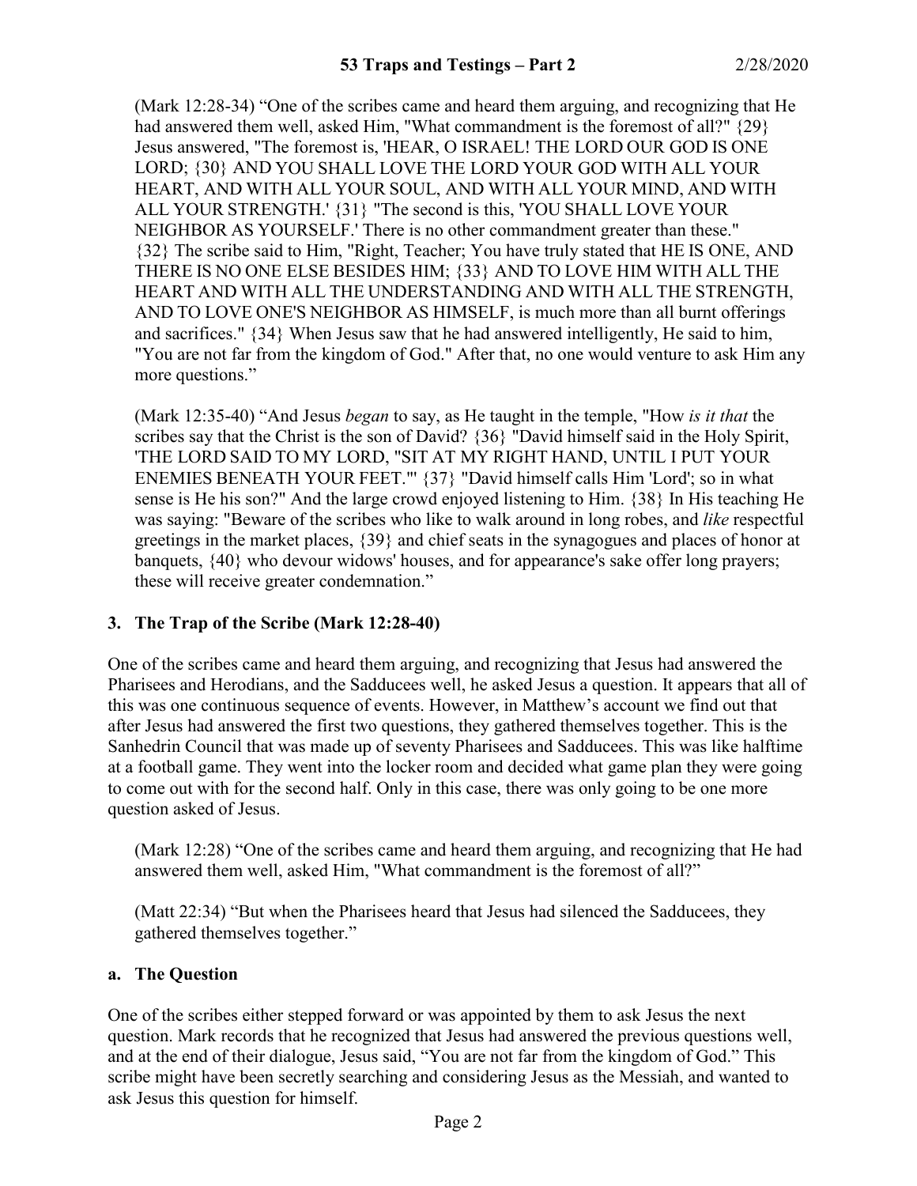(Mark 12:28-34) "One of the scribes came and heard them arguing, and recognizing that He had answered them well, asked Him, "What commandment is the foremost of all?" {29} Jesus answered, "The foremost is, 'HEAR, O ISRAEL! THE LORD OUR GOD IS ONE LORD; {30} AND YOU SHALL LOVE THE LORD YOUR GOD WITH ALL YOUR HEART, AND WITH ALL YOUR SOUL, AND WITH ALL YOUR MIND, AND WITH ALL YOUR STRENGTH.' {31} "The second is this, 'YOU SHALL LOVE YOUR NEIGHBOR AS YOURSELF.' There is no other commandment greater than these." {32} The scribe said to Him, "Right, Teacher; You have truly stated that HE IS ONE, AND THERE IS NO ONE ELSE BESIDES HIM; {33} AND TO LOVE HIM WITH ALL THE HEART AND WITH ALL THE UNDERSTANDING AND WITH ALL THE STRENGTH, AND TO LOVE ONE'S NEIGHBOR AS HIMSELF, is much more than all burnt offerings and sacrifices." {34} When Jesus saw that he had answered intelligently, He said to him, "You are not far from the kingdom of God." After that, no one would venture to ask Him any more questions."

(Mark 12:35-40) "And Jesus *began* to say, as He taught in the temple, "How *is it that* the scribes say that the Christ is the son of David? {36} "David himself said in the Holy Spirit, 'THE LORD SAID TO MY LORD, "SIT AT MY RIGHT HAND, UNTIL I PUT YOUR ENEMIES BENEATH YOUR FEET."' {37} "David himself calls Him 'Lord'; so in what sense is He his son?" And the large crowd enjoyed listening to Him. {38} In His teaching He was saying: "Beware of the scribes who like to walk around in long robes, and *like* respectful greetings in the market places, {39} and chief seats in the synagogues and places of honor at banquets, {40} who devour widows' houses, and for appearance's sake offer long prayers; these will receive greater condemnation."

### 3. The Trap of the Scribe (Mark 12:28-40)

One of the scribes came and heard them arguing, and recognizing that Jesus had answered the Pharisees and Herodians, and the Sadducees well, he asked Jesus a question. It appears that all of this was one continuous sequence of events. However, in Matthew's account we find out that after Jesus had answered the first two questions, they gathered themselves together. This is the Sanhedrin Council that was made up of seventy Pharisees and Sadducees. This was like halftime at a football game. They went into the locker room and decided what game plan they were going to come out with for the second half. Only in this case, there was only going to be one more question asked of Jesus.

(Mark 12:28) "One of the scribes came and heard them arguing, and recognizing that He had answered them well, asked Him, "What commandment is the foremost of all?"

(Matt 22:34) "But when the Pharisees heard that Jesus had silenced the Sadducees, they gathered themselves together."

#### a. The Question

One of the scribes either stepped forward or was appointed by them to ask Jesus the next question. Mark records that he recognized that Jesus had answered the previous questions well, and at the end of their dialogue, Jesus said, "You are not far from the kingdom of God." This scribe might have been secretly searching and considering Jesus as the Messiah, and wanted to ask Jesus this question for himself.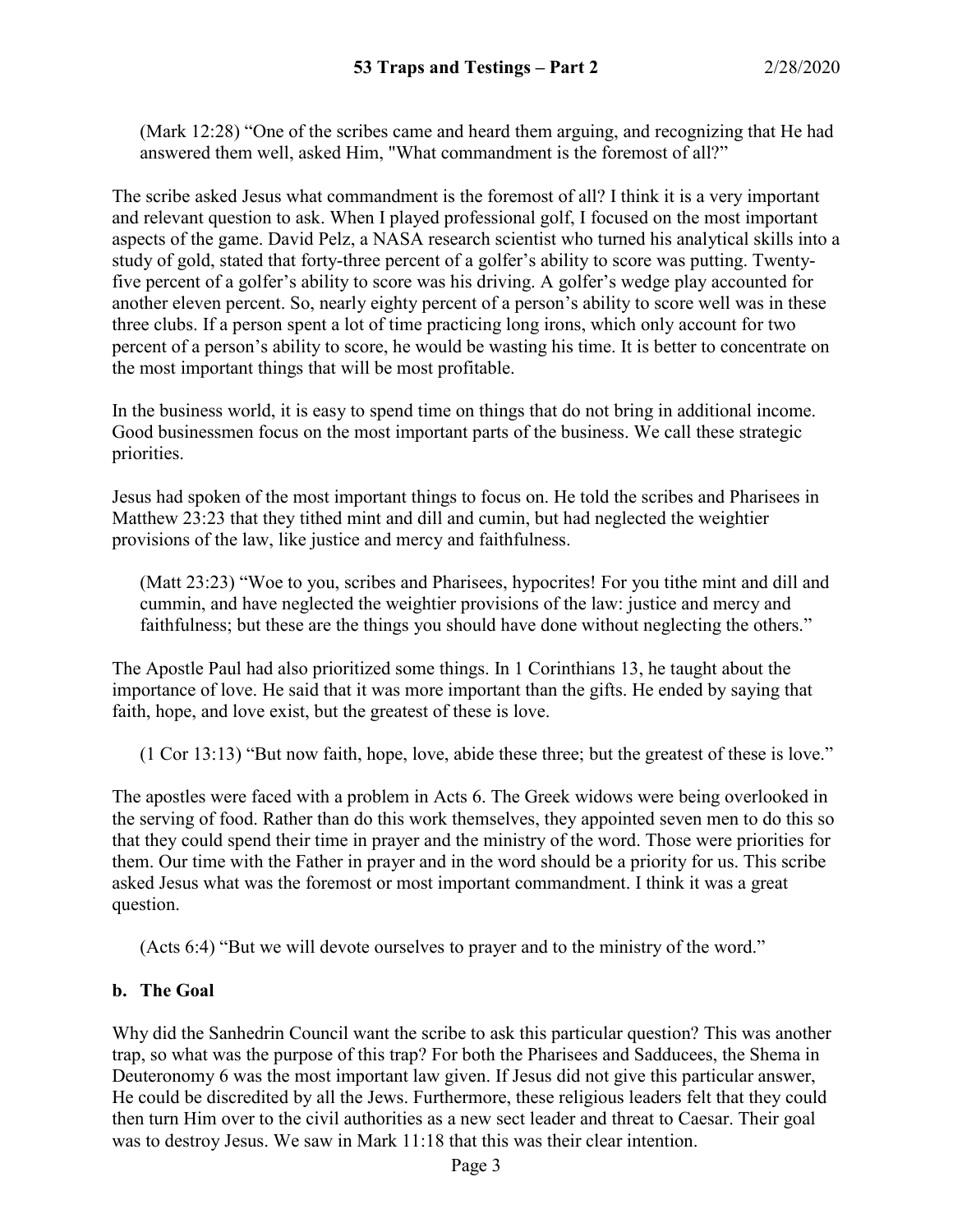(Mark 12:28) "One of the scribes came and heard them arguing, and recognizing that He had answered them well, asked Him, "What commandment is the foremost of all?"

The scribe asked Jesus what commandment is the foremost of all? I think it is a very important and relevant question to ask. When I played professional golf, I focused on the most important aspects of the game. David Pelz, a NASA research scientist who turned his analytical skills into a study of gold, stated that forty-three percent of a golfer's ability to score was putting. Twenty-five percent of a golfer's ability to score was his driving. A golfer's wedge play accounted for another eleven percent. So, nearly eighty percent of a person's ability to score well was in these three clubs. If a person spent a lot of time practicing long irons, which only account for two percent of a person's ability to score, he would be wasting his time. It is better to concentrate on the most important things that will be most profitable.

In the business world, it is easy to spend time on things that do not bring in additional income. Good businessmen focus on the most important parts of the business. We call these strategic priorities.

Jesus had spoken of the most important things to focus on. He told the scribes and Pharisees in Matthew 23:23 that they tithed mint and dill and cumin, but had neglected the weightier provisions of the law, like justice and mercy and faithfulness.

(Matt 23:23) "Woe to you, scribes and Pharisees, hypocrites! For you tithe mint and dill and cummin, and have neglected the weightier provisions of the law: justice and mercy and faithfulness; but these are the things you should have done without neglecting the others."

The Apostle Paul had also prioritized some things. In 1 Corinthians 13, he taught about the importance of love. He said that it was more important than the gifts. He ended by saying that faith, hope, and love exist, but the greatest of these is love.

(1 Cor 13:13) "But now faith, hope, love, abide these three; but the greatest of these is love."

The apostles were faced with a problem in Acts 6. The Greek widows were being overlooked in the serving of food. Rather than do this work themselves, they appointed seven men to do this so that they could spend their time in prayer and the ministry of the word. Those were priorities for them. Our time with the Father in prayer and in the word should be a priority for us. This scribe asked Jesus what was the foremost or most important commandment. I think it was a great question.

(Acts 6:4) "But we will devote ourselves to prayer and to the ministry of the word."

### b. The Goal

Why did the Sanhedrin Council want the scribe to ask this particular question? This was another trap, so what was the purpose of this trap? For both the Pharisees and Sadducees, the Shema in Deuteronomy 6 was the most important law given. If Jesus did not give this particular answer, He could be discredited by all the Jews. Furthermore, these religious leaders felt that they could then turn Him over to the civil authorities as a new sect leader and threat to Caesar. Their goal was to destroy Jesus. We saw in Mark 11:18 that this was their clear intention.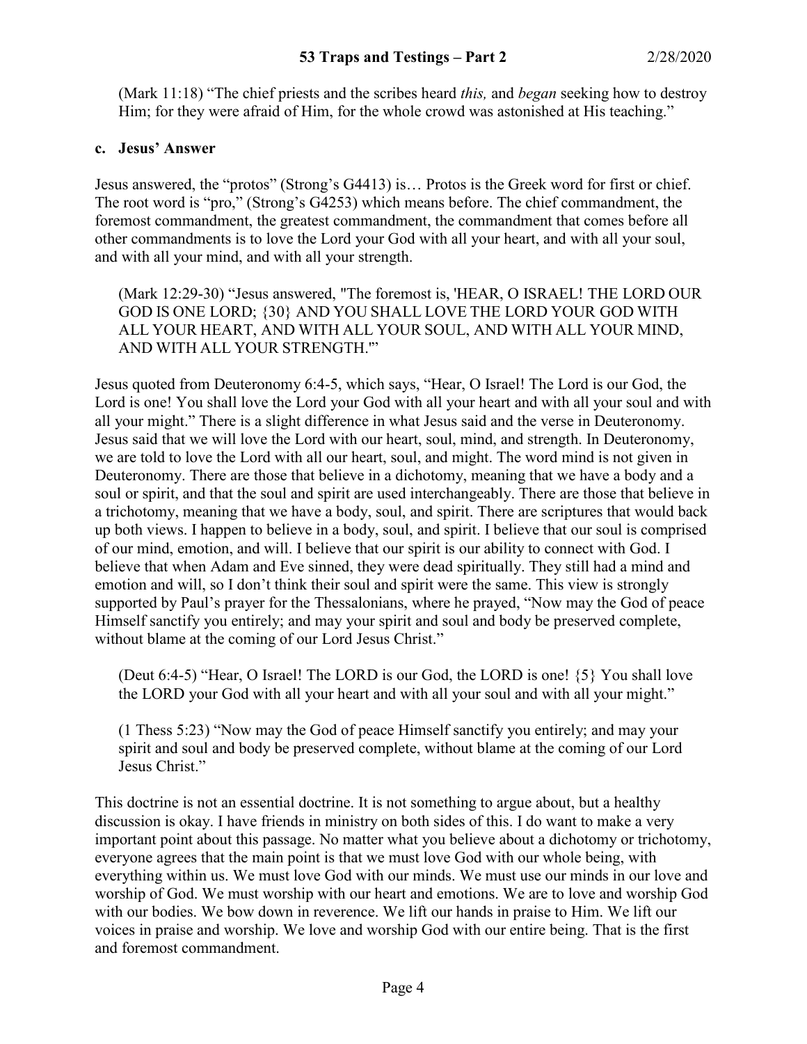(Mark 11:18) "The chief priests and the scribes heard *this,* and *began* seeking how to destroy Him; for they were afraid of Him, for the whole crowd was astonished at His teaching."

### c. Jesus' Answer

Jesus answered, the "protos" (Strong's G4413) is… Protos is the Greek word for first or chief. The root word is "pro," (Strong's G4253) which means before. The chief commandment, the foremost commandment, the greatest commandment, the commandment that comes before all other commandments is to love the Lord your God with all your heart, and with all your soul, and with all your mind, and with all your strength.

(Mark 12:29-30) "Jesus answered, "The foremost is, 'HEAR, O ISRAEL! THE LORD OUR GOD IS ONE LORD; {30} AND YOU SHALL LOVE THE LORD YOUR GOD WITH ALL YOUR HEART, AND WITH ALL YOUR SOUL, AND WITH ALL YOUR MIND, AND WITH ALL YOUR STRENGTH.'"

Jesus quoted from Deuteronomy 6:4-5, which says, "Hear, O Israel! The Lord is our God, the Lord is one! You shall love the Lord your God with all your heart and with all your soul and with all your might." There is a slight difference in what Jesus said and the verse in Deuteronomy. Jesus said that we will love the Lord with our heart, soul, mind, and strength. In Deuteronomy, we are told to love the Lord with all our heart, soul, and might. The word mind is not given in Deuteronomy. There are those that believe in a dichotomy, meaning that we have a body and a soul or spirit, and that the soul and spirit are used interchangeably. There are those that believe in a trichotomy, meaning that we have a body, soul, and spirit. There are scriptures that would back up both views. I happen to believe in a body, soul, and spirit. I believe that our soul is comprised of our mind, emotion, and will. I believe that our spirit is our ability to connect with God. I believe that when Adam and Eve sinned, they were dead spiritually. They still had a mind and emotion and will, so I don't think their soul and spirit were the same. This view is strongly supported by Paul's prayer for the Thessalonians, where he prayed, "Now may the God of peace Himself sanctify you entirely; and may your spirit and soul and body be preserved complete, without blame at the coming of our Lord Jesus Christ."

(Deut 6:4-5) "Hear, O Israel! The LORD is our God, the LORD is one! {5} You shall love the LORD your God with all your heart and with all your soul and with all your might."

(1 Thess 5:23) "Now may the God of peace Himself sanctify you entirely; and may your spirit and soul and body be preserved complete, without blame at the coming of our Lord Jesus Christ."

This doctrine is not an essential doctrine. It is not something to argue about, but a healthy discussion is okay. I have friends in ministry on both sides of this. I do want to make a very important point about this passage. No matter what you believe about a dichotomy or trichotomy, everyone agrees that the main point is that we must love God with our whole being, with everything within us. We must love God with our minds. We must use our minds in our love and worship of God. We must worship with our heart and emotions. We are to love and worship God with our bodies. We bow down in reverence. We lift our hands in praise to Him. We lift our voices in praise and worship. We love and worship God with our entire being. That is the first and foremost commandment.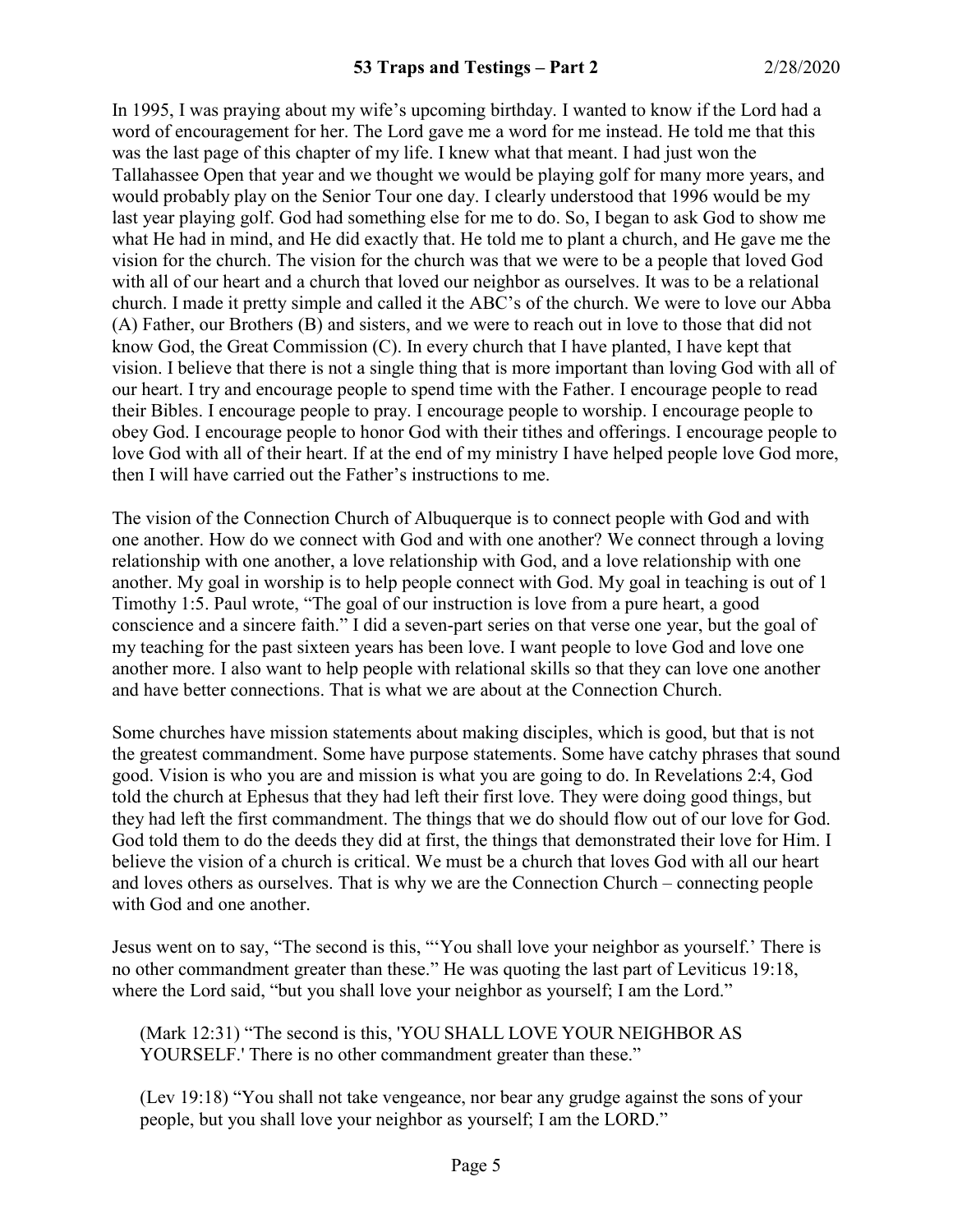In 1995, I was praying about my wife's upcoming birthday. I wanted to know if the Lord had a word of encouragement for her. The Lord gave me a word for me instead. He told me that this was the last page of this chapter of my life. I knew what that meant. I had just won the Tallahassee Open that year and we thought we would be playing golf for many more years, and would probably play on the Senior Tour one day. I clearly understood that 1996 would be my last year playing golf. God had something else for me to do. So, I began to ask God to show me what He had in mind, and He did exactly that. He told me to plant a church, and He gave me the vision for the church. The vision for the church was that we were to be a people that loved God with all of our heart and a church that loved our neighbor as ourselves. It was to be a relational church. I made it pretty simple and called it the ABC's of the church. We were to love our Abba (A) Father, our Brothers (B) and sisters, and we were to reach out in love to those that did not know God, the Great Commission (C). In every church that I have planted, I have kept that vision. I believe that there is not a single thing that is more important than loving God with all of our heart. I try and encourage people to spend time with the Father. I encourage people to read their Bibles. I encourage people to pray. I encourage people to worship. I encourage people to obey God. I encourage people to honor God with their tithes and offerings. I encourage people to love God with all of their heart. If at the end of my ministry I have helped people love God more, then I will have carried out the Father's instructions to me.

The vision of the Connection Church of Albuquerque is to connect people with God and with one another. How do we connect with God and with one another? We connect through a loving relationship with one another, a love relationship with God, and a love relationship with one another. My goal in worship is to help people connect with God. My goal in teaching is out of 1 Timothy 1:5. Paul wrote, "The goal of our instruction is love from a pure heart, a good conscience and a sincere faith." I did a seven-part series on that verse one year, but the goal of my teaching for the past sixteen years has been love. I want people to love God and love one another more. I also want to help people with relational skills so that they can love one another and have better connections. That is what we are about at the Connection Church.

Some churches have mission statements about making disciples, which is good, but that is not the greatest commandment. Some have purpose statements. Some have catchy phrases that sound good. Vision is who you are and mission is what you are going to do. In Revelations 2:4, God told the church at Ephesus that they had left their first love. They were doing good things, but they had left the first commandment. The things that we do should flow out of our love for God. God told them to do the deeds they did at first, the things that demonstrated their love for Him. I believe the vision of a church is critical. We must be a church that loves God with all our heart and loves others as ourselves. That is why we are the Connection Church – connecting people with God and one another.

Jesus went on to say, "The second is this, "'You shall love your neighbor as yourself.' There is no other commandment greater than these." He was quoting the last part of Leviticus 19:18, where the Lord said, "but you shall love your neighbor as yourself; I am the Lord."

> (Mark 12:31) "The second is this, 'YOU SHALL LOVE YOUR NEIGHBOR AS YOURSELF.' There is no other commandment greater than these."

> (Lev 19:18) "You shall not take vengeance, nor bear any grudge against the sons of your people, but you shall love your neighbor as yourself; I am the LORD."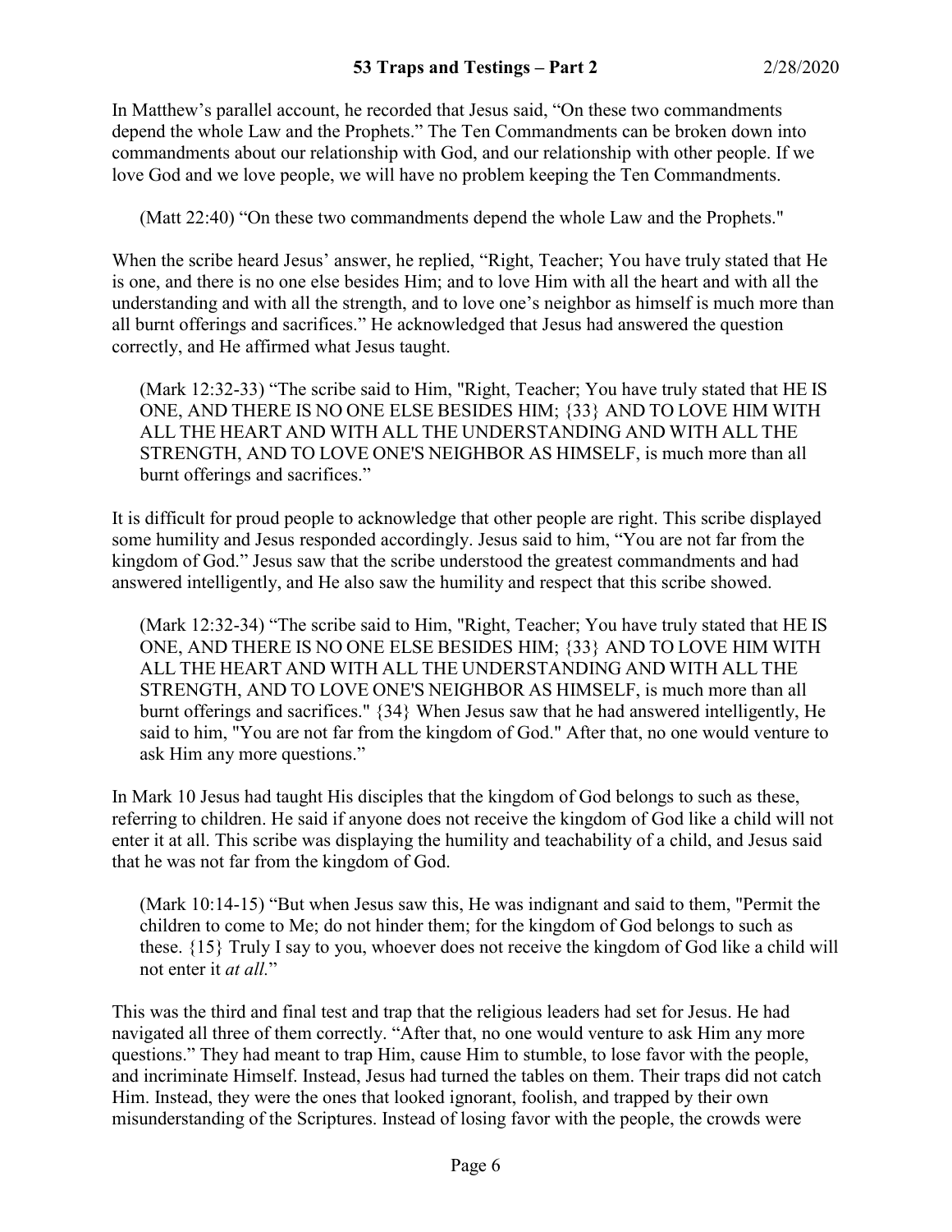In Matthew's parallel account, he recorded that Jesus said, "On these two commandments depend the whole Law and the Prophets." The Ten Commandments can be broken down into commandments about our relationship with God, and our relationship with other people. If we love God and we love people, we will have no problem keeping the Ten Commandments.

> (Matt 22:40) "On these two commandments depend the whole Law and the Prophets."

When the scribe heard Jesus' answer, he replied, "Right, Teacher; You have truly stated that He is one, and there is no one else besides Him; and to love Him with all the heart and with all the understanding and with all the strength, and to love one's neighbor as himself is much more than all burnt offerings and sacrifices." He acknowledged that Jesus had answered the question correctly, and He affirmed what Jesus taught.

> (Mark 12:32-33) "The scribe said to Him, "Right, Teacher; You have truly stated that HE IS ONE, AND THERE IS NO ONE ELSE BESIDES HIM; {33} AND TO LOVE HIM WITH ALL THE HEART AND WITH ALL THE UNDERSTANDING AND WITH ALL THE STRENGTH, AND TO LOVE ONE'S NEIGHBOR AS HIMSELF, is much more than all burnt offerings and sacrifices."

It is difficult for proud people to acknowledge that other people are right. This scribe displayed some humility and Jesus responded accordingly. Jesus said to him, "You are not far from the kingdom of God." Jesus saw that the scribe understood the greatest commandments and had answered intelligently, and He also saw the humility and respect that this scribe showed.

> (Mark 12:32-34) "The scribe said to Him, "Right, Teacher; You have truly stated that HE IS ONE, AND THERE IS NO ONE ELSE BESIDES HIM; {33} AND TO LOVE HIM WITH ALL THE HEART AND WITH ALL THE UNDERSTANDING AND WITH ALL THE STRENGTH, AND TO LOVE ONE'S NEIGHBOR AS HIMSELF, is much more than all burnt offerings and sacrifices." {34} When Jesus saw that he had answered intelligently, He said to him, "You are not far from the kingdom of God." After that, no one would venture to ask Him any more questions."

In Mark 10 Jesus had taught His disciples that the kingdom of God belongs to such as these, referring to children. He said if anyone does not receive the kingdom of God like a child will not enter it at all. This scribe was displaying the humility and teachability of a child, and Jesus said that he was not far from the kingdom of God.

> (Mark 10:14-15) "But when Jesus saw this, He was indignant and said to them, "Permit the children to come to Me; do not hinder them; for the kingdom of God belongs to such as these. {15} Truly I say to you, whoever does not receive the kingdom of God like a child will not enter it *at all.*"

This was the third and final test and trap that the religious leaders had set for Jesus. He had navigated all three of them correctly. "After that, no one would venture to ask Him any more questions." They had meant to trap Him, cause Him to stumble, to lose favor with the people, and incriminate Himself. Instead, Jesus had turned the tables on them. Their traps did not catch Him. Instead, they were the ones that looked ignorant, foolish, and trapped by their own misunderstanding of the Scriptures. Instead of losing favor with the people, the crowds were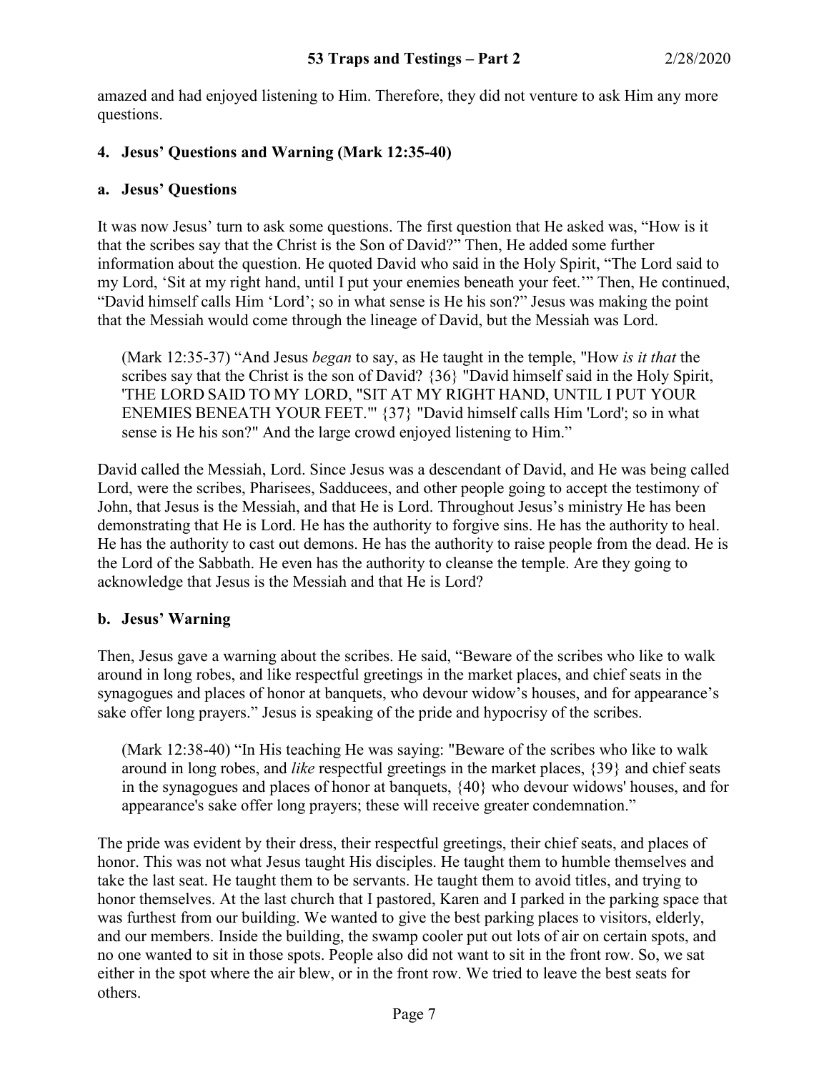amazed and had enjoyed listening to Him. Therefore, they did not venture to ask Him any more questions.

### 4. Jesus' Questions and Warning (Mark 12:35-40)

#### a. Jesus' Questions

It was now Jesus' turn to ask some questions. The first question that He asked was, "How is it that the scribes say that the Christ is the Son of David?" Then, He added some further information about the question. He quoted David who said in the Holy Spirit, "The Lord said to my Lord, 'Sit at my right hand, until I put your enemies beneath your feet.'" Then, He continued, "David himself calls Him 'Lord'; so in what sense is He his son?" Jesus was making the point that the Messiah would come through the lineage of David, but the Messiah was Lord.

> (Mark 12:35-37) "And Jesus *began* to say, as He taught in the temple, "How *is it that* the scribes say that the Christ is the son of David? {36} "David himself said in the Holy Spirit, 'THE LORD SAID TO MY LORD, "SIT AT MY RIGHT HAND, UNTIL I PUT YOUR ENEMIES BENEATH YOUR FEET."' {37} "David himself calls Him 'Lord'; so in what sense is He his son?" And the large crowd enjoyed listening to Him."

David called the Messiah, Lord. Since Jesus was a descendant of David, and He was being called Lord, were the scribes, Pharisees, Sadducees, and other people going to accept the testimony of John, that Jesus is the Messiah, and that He is Lord. Throughout Jesus's ministry He has been demonstrating that He is Lord. He has the authority to forgive sins. He has the authority to heal. He has the authority to cast out demons. He has the authority to raise people from the dead. He is the Lord of the Sabbath. He even has the authority to cleanse the temple. Are they going to acknowledge that Jesus is the Messiah and that He is Lord?

#### b. Jesus' Warning

Then, Jesus gave a warning about the scribes. He said, "Beware of the scribes who like to walk around in long robes, and like respectful greetings in the market places, and chief seats in the synagogues and places of honor at banquets, who devour widow's houses, and for appearance's sake offer long prayers." Jesus is speaking of the pride and hypocrisy of the scribes.

> (Mark 12:38-40) "In His teaching He was saying: "Beware of the scribes who like to walk around in long robes, and *like* respectful greetings in the market places, {39} and chief seats in the synagogues and places of honor at banquets, {40} who devour widows' houses, and for appearance's sake offer long prayers; these will receive greater condemnation."

The pride was evident by their dress, their respectful greetings, their chief seats, and places of honor. This was not what Jesus taught His disciples. He taught them to humble themselves and take the last seat. He taught them to be servants. He taught them to avoid titles, and trying to honor themselves. At the last church that I pastored, Karen and I parked in the parking space that was furthest from our building. We wanted to give the best parking places to visitors, elderly, and our members. Inside the building, the swamp cooler put out lots of air on certain spots, and no one wanted to sit in those spots. People also did not want to sit in the front row. So, we sat either in the spot where the air blew, or in the front row. We tried to leave the best seats for others.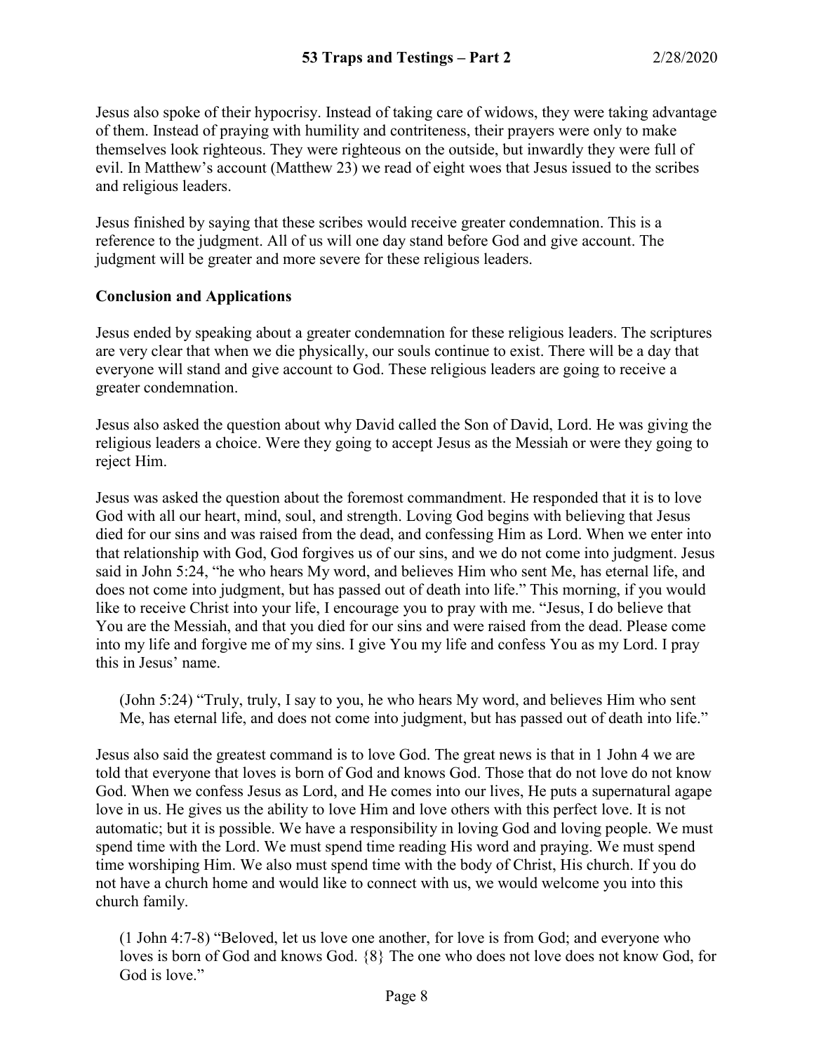Jesus also spoke of their hypocrisy. Instead of taking care of widows, they were taking advantage of them. Instead of praying with humility and contriteness, their prayers were only to make themselves look righteous. They were righteous on the outside, but inwardly they were full of evil. In Matthew's account (Matthew 23) we read of eight woes that Jesus issued to the scribes and religious leaders.

Jesus finished by saying that these scribes would receive greater condemnation. This is a reference to the judgment. All of us will one day stand before God and give account. The judgment will be greater and more severe for these religious leaders.

**Conclusion and Applications**

Jesus ended by speaking about a greater condemnation for these religious leaders. The scriptures are very clear that when we die physically, our souls continue to exist. There will be a day that everyone will stand and give account to God. These religious leaders are going to receive a greater condemnation.

Jesus also asked the question about why David called the Son of David, Lord. He was giving the religious leaders a choice. Were they going to accept Jesus as the Messiah or were they going to reject Him.

Jesus was asked the question about the foremost commandment. He responded that it is to love God with all our heart, mind, soul, and strength. Loving God begins with believing that Jesus died for our sins and was raised from the dead, and confessing Him as Lord. When we enter into that relationship with God, God forgives us of our sins, and we do not come into judgment. Jesus said in John 5:24, "he who hears My word, and believes Him who sent Me, has eternal life, and does not come into judgment, but has passed out of death into life." This morning, if you would like to receive Christ into your life, I encourage you to pray with me. "Jesus, I do believe that You are the Messiah, and that you died for our sins and were raised from the dead. Please come into my life and forgive me of my sins. I give You my life and confess You as my Lord. I pray this in Jesus' name.

> (John 5:24) "Truly, truly, I say to you, he who hears My word, and believes Him who sent Me, has eternal life, and does not come into judgment, but has passed out of death into life."

Jesus also said the greatest command is to love God. The great news is that in 1 John 4 we are told that everyone that loves is born of God and knows God. Those that do not love do not know God. When we confess Jesus as Lord, and He comes into our lives, He puts a supernatural agape love in us. He gives us the ability to love Him and love others with this perfect love. It is not automatic; but it is possible. We have a responsibility in loving God and loving people. We must spend time with the Lord. We must spend time reading His word and praying. We must spend time worshiping Him. We also must spend time with the body of Christ, His church. If you do not have a church home and would like to connect with us, we would welcome you into this church family.

> (1 John 4:7-8) "Beloved, let us love one another, for love is from God; and everyone who loves is born of God and knows God. {8} The one who does not love does not know God, for God is love."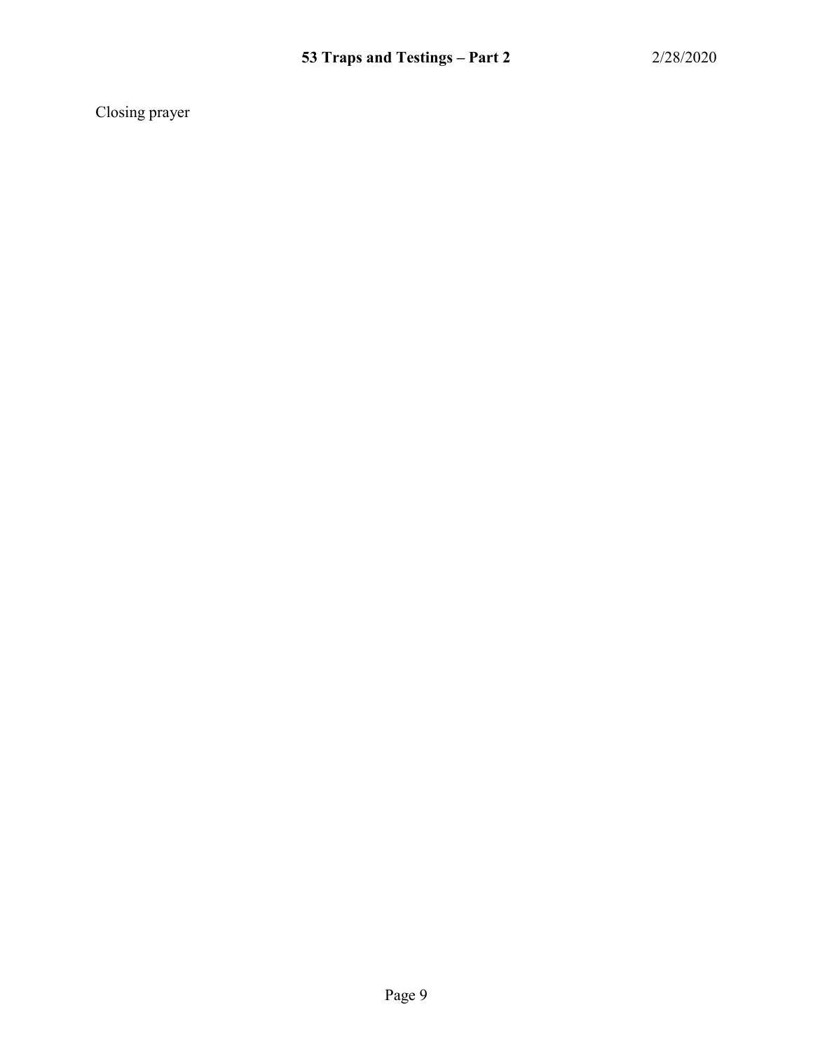Closing prayer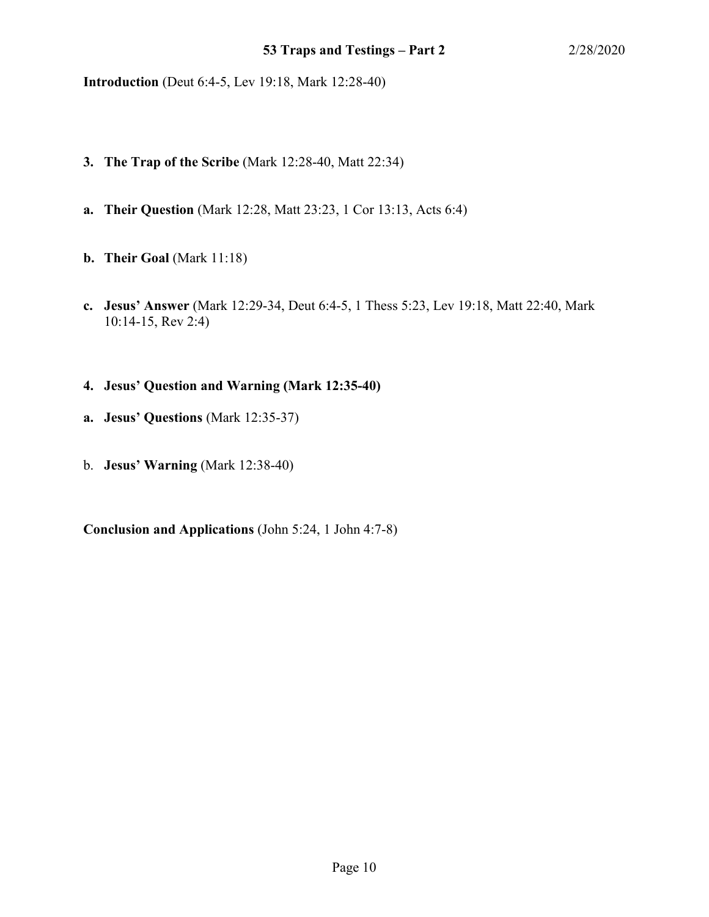# 53 Traps and Testings – Part 2

2/28/2020

**Introduction** (Deut 6:4-5, Lev 19:18, Mark 12:28-40)

**3. The Trap of the Scribe** (Mark 12:28-40, Matt 22:34)

**a. Their Question** (Mark 12:28, Matt 23:23, 1 Cor 13:13, Acts 6:4)

**b. Their Goal** (Mark 11:18)

**c. Jesus' Answer** (Mark 12:29-34, Deut 6:4-5, 1 Thess 5:23, Lev 19:18, Matt 22:40, Mark 10:14-15, Rev 2:4)

**4. Jesus' Question and Warning (Mark 12:35-40)**

**a. Jesus' Questions** (Mark 12:35-37)

b. **Jesus' Warning** (Mark 12:38-40)

**Conclusion and Applications** (John 5:24, 1 John 4:7-8)